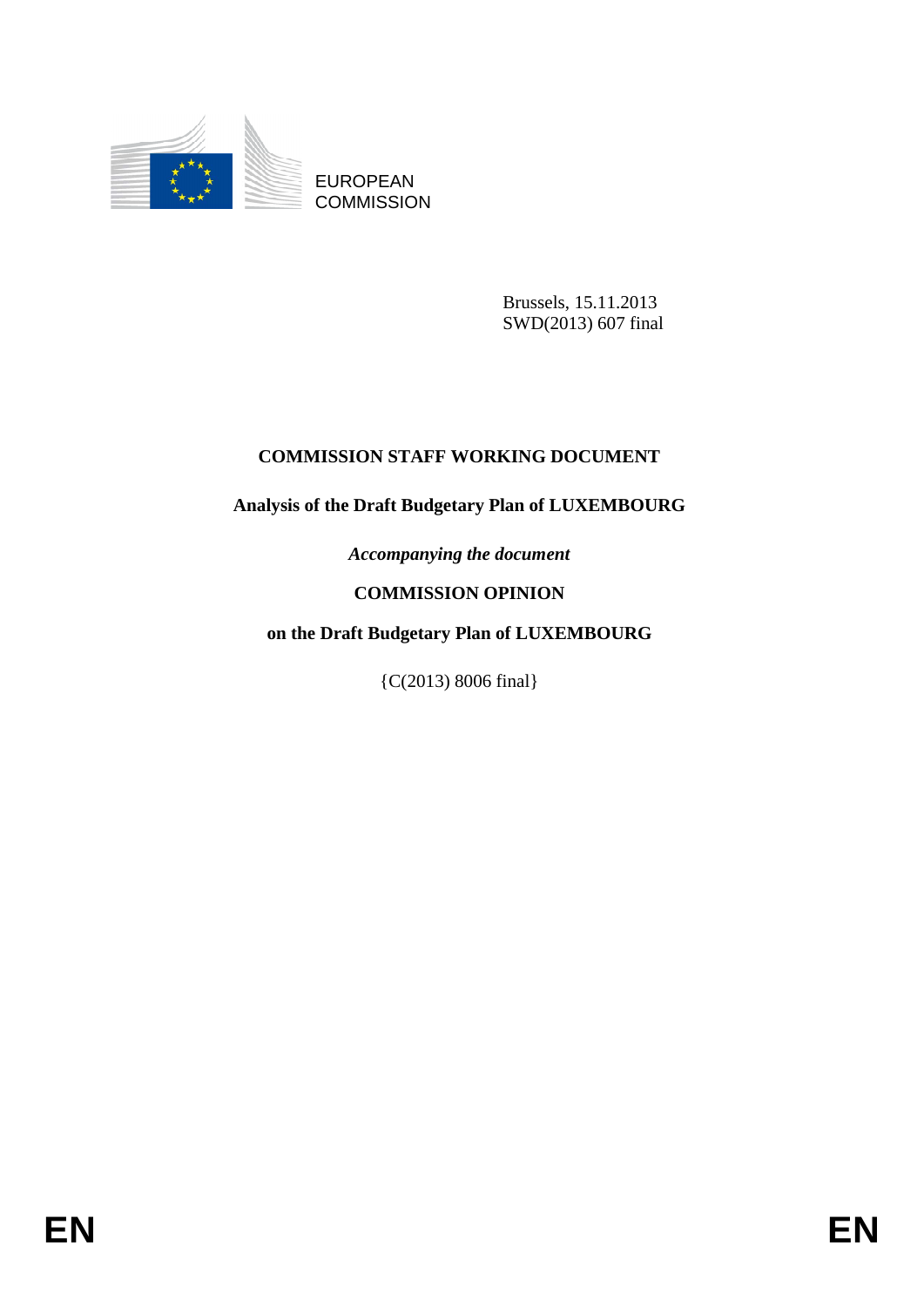EUROPEAN COMMISSION

Brussels, 15.11.2013
SWD(2013) 607 final

**COMMISSION STAFF WORKING DOCUMENT**

**Analysis of the Draft Budgetary Plan of LUXEMBOURG**

*Accompanying the document*

**COMMISSION OPINION**

**on the Draft Budgetary Plan of LUXEMBOURG**

{C(2013) 8006 final}

EN EN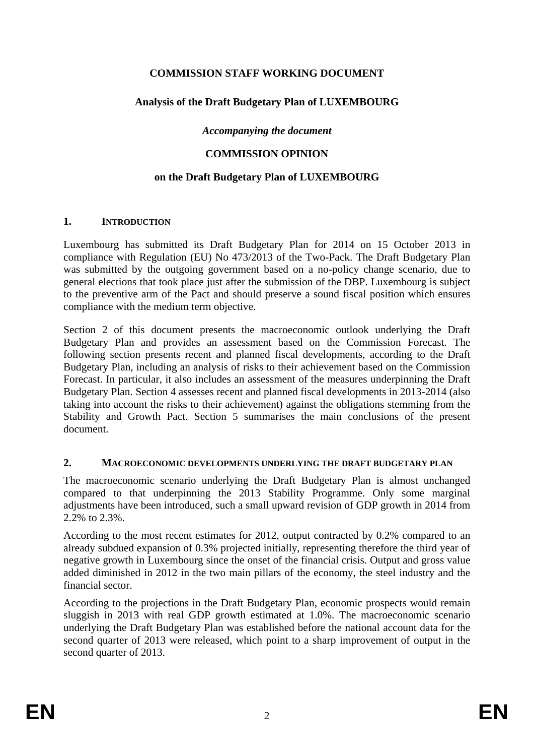**COMMISSION STAFF WORKING DOCUMENT**

**Analysis of the Draft Budgetary Plan of LUXEMBOURG**

***Accompanying the document***

**COMMISSION OPINION**

**on the Draft Budgetary Plan of LUXEMBOURG**

## 1. INTRODUCTION

Luxembourg has submitted its Draft Budgetary Plan for 2014 on 15 October 2013 in compliance with Regulation (EU) No 473/2013 of the Two-Pack. The Draft Budgetary Plan was submitted by the outgoing government based on a no-policy change scenario, due to general elections that took place just after the submission of the DBP. Luxembourg is subject to the preventive arm of the Pact and should preserve a sound fiscal position which ensures compliance with the medium term objective.

Section 2 of this document presents the macroeconomic outlook underlying the Draft Budgetary Plan and provides an assessment based on the Commission Forecast. The following section presents recent and planned fiscal developments, according to the Draft Budgetary Plan, including an analysis of risks to their achievement based on the Commission Forecast. In particular, it also includes an assessment of the measures underpinning the Draft Budgetary Plan. Section 4 assesses recent and planned fiscal developments in 2013-2014 (also taking into account the risks to their achievement) against the obligations stemming from the Stability and Growth Pact. Section 5 summarises the main conclusions of the present document.

## 2. MACROECONOMIC DEVELOPMENTS UNDERLYING THE DRAFT BUDGETARY PLAN

The macroeconomic scenario underlying the Draft Budgetary Plan is almost unchanged compared to that underpinning the 2013 Stability Programme. Only some marginal adjustments have been introduced, such a small upward revision of GDP growth in 2014 from 2.2% to 2.3%.

According to the most recent estimates for 2012, output contracted by 0.2% compared to an already subdued expansion of 0.3% projected initially, representing therefore the third year of negative growth in Luxembourg since the onset of the financial crisis. Output and gross value added diminished in 2012 in the two main pillars of the economy, the steel industry and the financial sector.

According to the projections in the Draft Budgetary Plan, economic prospects would remain sluggish in 2013 with real GDP growth estimated at 1.0%. The macroeconomic scenario underlying the Draft Budgetary Plan was established before the national account data for the second quarter of 2013 were released, which point to a sharp improvement of output in the second quarter of 2013.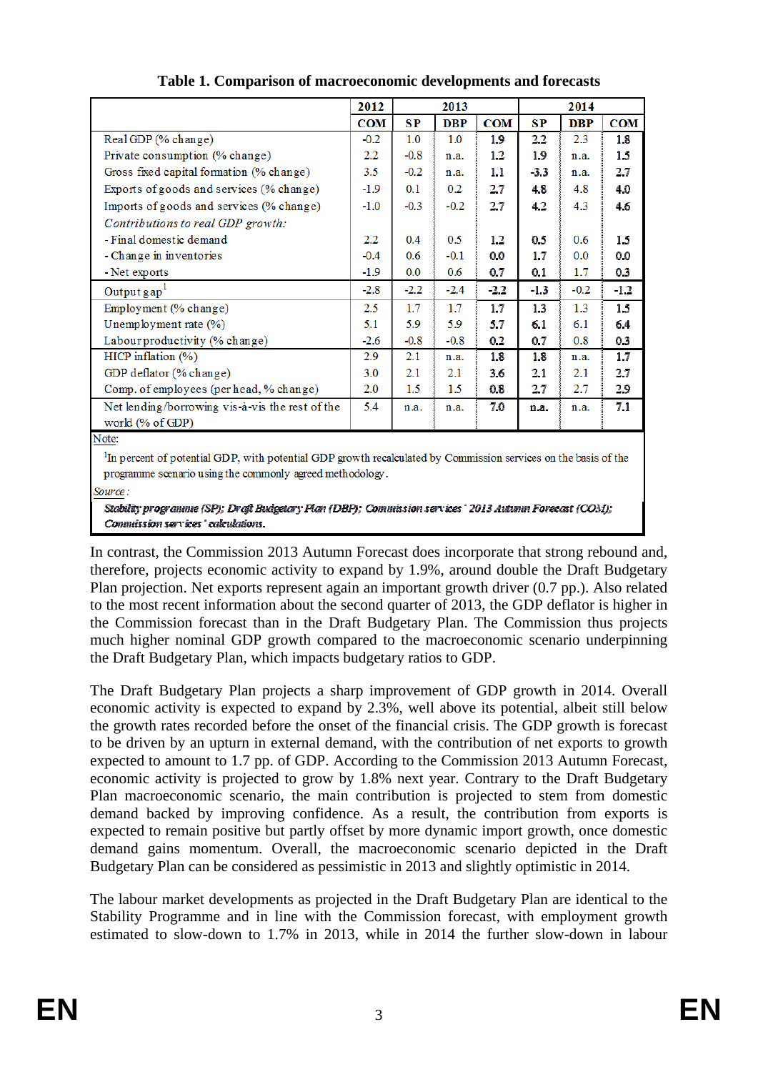**Table 1. Comparison of macroeconomic developments and forecasts**

| | 2012 | 2013 | | | 2014 | | |
|---|---|---|---|---|---|---|---|
| | COM | SP | DBP | COM | SP | DBP | COM |
| Real GDP (% change) | -0.2 | 1.0 | 1.0 | 1.9 | 2.2 | 2.3 | 1.8 |
| Private consumption (% change) | 2.2 | -0.8 | n.a. | 1.2 | 1.9 | n.a. | 1.5 |
| Gross fixed capital formation (% change) | 3.5 | -0.2 | n.a. | 1.1 | -3.3 | n.a. | 2.7 |
| Exports of goods and services (% change) | -1.9 | 0.1 | 0.2 | 2.7 | 4.8 | 4.8 | 4.0 |
| Imports of goods and services (% change) | -1.0 | -0.3 | -0.2 | 2.7 | 4.2 | 4.3 | 4.6 |
| *Contributions to real GDP growth:* | | | | | | | |
| - Final domestic demand | 2.2 | 0.4 | 0.5 | 1.2 | 0.5 | 0.6 | 1.5 |
| - Change in inventories | -0.4 | 0.6 | -0.1 | 0.0 | 1.7 | 0.0 | 0.0 |
| - Net exports | -1.9 | 0.0 | 0.6 | 0.7 | 0.1 | 1.7 | 0.3 |
| Output gap[1] | -2.8 | -2.2 | -2.4 | -2.2 | -1.3 | -0.2 | -1.2 |
| Employment (% change) | 2.5 | 1.7 | 1.7 | 1.7 | 1.3 | 1.3 | 1.5 |
| Unemployment rate (%) | 5.1 | 5.9 | 5.9 | 5.7 | 6.1 | 6.1 | 6.4 |
| Labour productivity (% change) | -2.6 | -0.8 | -0.8 | 0.2 | 0.7 | 0.8 | 0.3 |
| HICP inflation (%) | 2.9 | 2.1 | n.a. | 1.8 | 1.8 | n.a. | 1.7 |
| GDP deflator (% change) | 3.0 | 2.1 | 2.1 | 3.6 | 2.1 | 2.1 | 2.7 |
| Comp. of employees (per head, % change) | 2.0 | 1.5 | 1.5 | 0.8 | 2.7 | 2.7 | 2.9 |
| Net lending/borrowing vis-à-vis the rest of the world (% of GDP) | 5.4 | n.a. | n.a. | 7.0 | n.a. | n.a. | 7.1 |

Note:

[1]In percent of potential GDP, with potential GDP growth recalculated by Commission services on the basis of the programme scenario using the commonly agreed methodology.

*Source:*

*Stability programme (SP); Draft Budgetary Plan (DBP); Commission services' 2013 Autumn Forecast (COM); Commission services' calculations.*

In contrast, the Commission 2013 Autumn Forecast does incorporate that strong rebound and, therefore, projects economic activity to expand by 1.9%, around double the Draft Budgetary Plan projection. Net exports represent again an important growth driver (0.7 pp.). Also related to the most recent information about the second quarter of 2013, the GDP deflator is higher in the Commission forecast than in the Draft Budgetary Plan. The Commission thus projects much higher nominal GDP growth compared to the macroeconomic scenario underpinning the Draft Budgetary Plan, which impacts budgetary ratios to GDP.

The Draft Budgetary Plan projects a sharp improvement of GDP growth in 2014. Overall economic activity is expected to expand by 2.3%, well above its potential, albeit still below the growth rates recorded before the onset of the financial crisis. The GDP growth is forecast to be driven by an upturn in external demand, with the contribution of net exports to growth expected to amount to 1.7 pp. of GDP. According to the Commission 2013 Autumn Forecast, economic activity is projected to grow by 1.8% next year. Contrary to the Draft Budgetary Plan macroeconomic scenario, the main contribution is projected to stem from domestic demand backed by improving confidence. As a result, the contribution from exports is expected to remain positive but partly offset by more dynamic import growth, once domestic demand gains momentum. Overall, the macroeconomic scenario depicted in the Draft Budgetary Plan can be considered as pessimistic in 2013 and slightly optimistic in 2014.

The labour market developments as projected in the Draft Budgetary Plan are identical to the Stability Programme and in line with the Commission forecast, with employment growth estimated to slow-down to 1.7% in 2013, while in 2014 the further slow-down in labour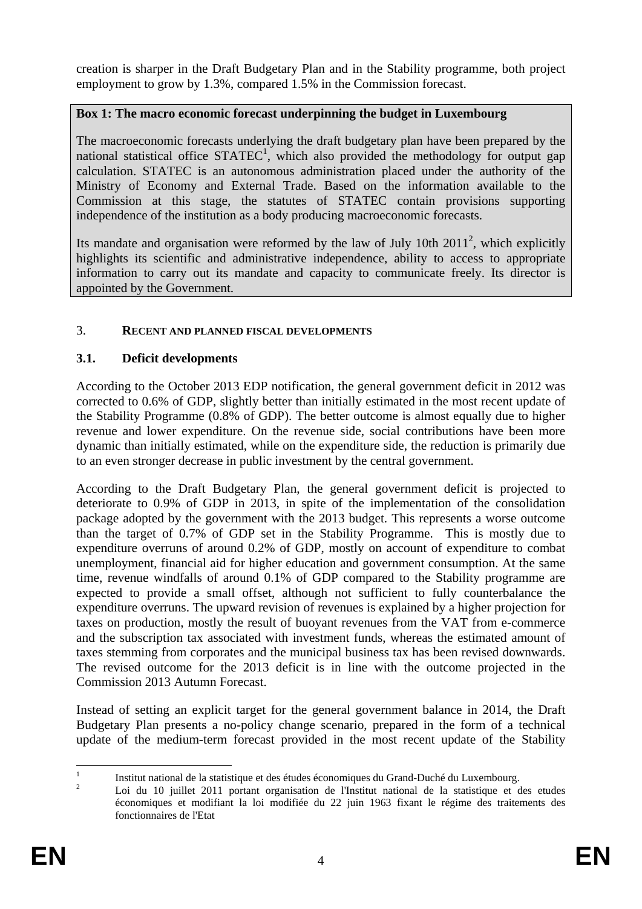creation is sharper in the Draft Budgetary Plan and in the Stability programme, both project employment to grow by 1.3%, compared 1.5% in the Commission forecast.

**Box 1: The macro economic forecast underpinning the budget in Luxembourg**

The macroeconomic forecasts underlying the draft budgetary plan have been prepared by the national statistical office STATEC[1], which also provided the methodology for output gap calculation. STATEC is an autonomous administration placed under the authority of the Ministry of Economy and External Trade. Based on the information available to the Commission at this stage, the statutes of STATEC contain provisions supporting independence of the institution as a body producing macroeconomic forecasts.

Its mandate and organisation were reformed by the law of July 10th 2011[2], which explicitly highlights its scientific and administrative independence, ability to access to appropriate information to carry out its mandate and capacity to communicate freely. Its director is appointed by the Government.

## 3. RECENT AND PLANNED FISCAL DEVELOPMENTS

### 3.1. Deficit developments

According to the October 2013 EDP notification, the general government deficit in 2012 was corrected to 0.6% of GDP, slightly better than initially estimated in the most recent update of the Stability Programme (0.8% of GDP). The better outcome is almost equally due to higher revenue and lower expenditure. On the revenue side, social contributions have been more dynamic than initially estimated, while on the expenditure side, the reduction is primarily due to an even stronger decrease in public investment by the central government.

According to the Draft Budgetary Plan, the general government deficit is projected to deteriorate to 0.9% of GDP in 2013, in spite of the implementation of the consolidation package adopted by the government with the 2013 budget. This represents a worse outcome than the target of 0.7% of GDP set in the Stability Programme. This is mostly due to expenditure overruns of around 0.2% of GDP, mostly on account of expenditure to combat unemployment, financial aid for higher education and government consumption. At the same time, revenue windfalls of around 0.1% of GDP compared to the Stability programme are expected to provide a small offset, although not sufficient to fully counterbalance the expenditure overruns. The upward revision of revenues is explained by a higher projection for taxes on production, mostly the result of buoyant revenues from the VAT from e-commerce and the subscription tax associated with investment funds, whereas the estimated amount of taxes stemming from corporates and the municipal business tax has been revised downwards. The revised outcome for the 2013 deficit is in line with the outcome projected in the Commission 2013 Autumn Forecast.

Instead of setting an explicit target for the general government balance in 2014, the Draft Budgetary Plan presents a no-policy change scenario, prepared in the form of a technical update of the medium-term forecast provided in the most recent update of the Stability

[1] Institut national de la statistique et des études économiques du Grand-Duché du Luxembourg.

[2] Loi du 10 juillet 2011 portant organisation de l'Institut national de la statistique et des etudes économiques et modifiant la loi modifiée du 22 juin 1963 fixant le régime des traitements des fonctionnaires de l'Etat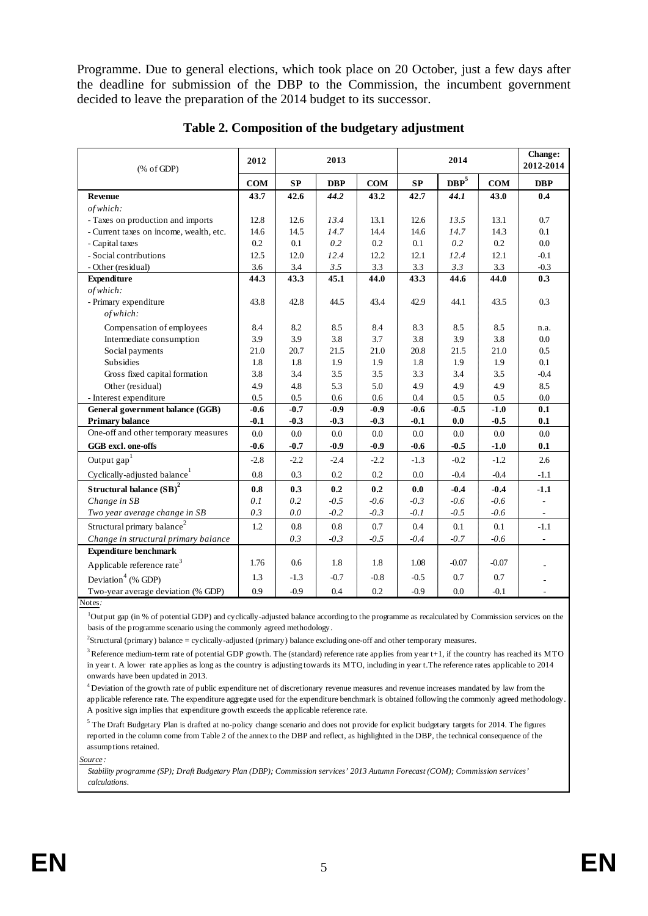Programme. Due to general elections, which took place on 20 October, just a few days after the deadline for submission of the DBP to the Commission, the incumbent government decided to leave the preparation of the 2014 budget to its successor.

**Table 2. Composition of the budgetary adjustment**

| (% of GDP) | 2012 | 2013 | | | 2014 | | | Change: 2012-2014 |
|---|---|---|---|---|---|---|---|---|
| | **COM** | **SP** | **DBP** | **COM** | **SP** | **DBP[5]** | **COM** | **DBP** |
| **Revenue** | **43.7** | **42.6** | ***44.2*** | **43.2** | **42.7** | ***44.1*** | **43.0** | **0.4** |
| *of which:* | | | | | | | | |
| - Taxes on production and imports | 12.8 | 12.6 | *13.4* | 13.1 | 12.6 | *13.5* | 13.1 | 0.7 |
| - Current taxes on income, wealth, etc. | 14.6 | 14.5 | *14.7* | 14.4 | 14.6 | *14.7* | 14.3 | 0.1 |
| - Capital taxes | 0.2 | 0.1 | *0.2* | 0.2 | 0.1 | *0.2* | 0.2 | 0.0 |
| - Social contributions | 12.5 | 12.0 | *12.4* | 12.2 | 12.1 | *12.4* | 12.1 | -0.1 |
| - Other (residual) | 3.6 | 3.4 | *3.5* | 3.3 | 3.3 | *3.3* | 3.3 | -0.3 |
| **Expenditure** | **44.3** | **43.3** | **45.1** | **44.0** | **43.3** | **44.6** | **44.0** | **0.3** |
| *of which:* | | | | | | | | |
| - Primary expenditure | 43.8 | 42.8 | 44.5 | 43.4 | 42.9 | 44.1 | 43.5 | 0.3 |
| *of which:* | | | | | | | | |
| Compensation of employees | 8.4 | 8.2 | 8.5 | 8.4 | 8.3 | 8.5 | 8.5 | n.a. |
| Intermediate consumption | 3.9 | 3.9 | 3.8 | 3.7 | 3.8 | 3.9 | 3.8 | 0.0 |
| Social payments | 21.0 | 20.7 | 21.5 | 21.0 | 20.8 | 21.5 | 21.0 | 0.5 |
| Subsidies | 1.8 | 1.8 | 1.9 | 1.9 | 1.8 | 1.9 | 1.9 | 0.1 |
| Gross fixed capital formation | 3.8 | 3.4 | 3.5 | 3.5 | 3.3 | 3.4 | 3.5 | -0.4 |
| Other (residual) | 4.9 | 4.8 | 5.3 | 5.0 | 4.9 | 4.9 | 4.9 | 8.5 |
| - Interest expenditure | 0.5 | 0.5 | 0.6 | 0.6 | 0.4 | 0.5 | 0.5 | 0.0 |
| **General government balance (GGB)** | **-0.6** | **-0.7** | **-0.9** | **-0.9** | **-0.6** | **-0.5** | **-1.0** | **0.1** |
| **Primary balance** | **-0.1** | **-0.3** | **-0.3** | **-0.3** | **-0.1** | **0.0** | **-0.5** | **0.1** |
| One-off and other temporary measures | 0.0 | 0.0 | 0.0 | 0.0 | 0.0 | 0.0 | 0.0 | 0.0 |
| **GGB excl. one-offs** | **-0.6** | **-0.7** | **-0.9** | **-0.9** | **-0.6** | **-0.5** | **-1.0** | **0.1** |
| Output gap[1] | -2.8 | -2.2 | -2.4 | -2.2 | -1.3 | -0.2 | -1.2 | 2.6 |
| Cyclically-adjusted balance[1] | 0.8 | 0.3 | 0.2 | 0.2 | 0.0 | -0.4 | -0.4 | -1.1 |
| **Structural balance (SB)[2]** | **0.8** | **0.3** | **0.2** | **0.2** | **0.0** | **-0.4** | **-0.4** | **-1.1** |
| *Change in SB* | *0.1* | *0.2* | *-0.5* | *-0.6* | *-0.3* | *-0.6* | *-0.6* | - |
| *Two year average change in SB* | *0.3* | *0.0* | *-0.2* | *-0.3* | *-0.1* | *-0.5* | *-0.6* | - |
| Structural primary balance[2] | 1.2 | 0.8 | 0.8 | 0.7 | 0.4 | 0.1 | 0.1 | -1.1 |
| *Change in structural primary balance* | | *0.3* | *-0.3* | *-0.5* | *-0.4* | *-0.7* | *-0.6* | - |
| **Expenditure benchmark** | | | | | | | | |
| Applicable reference rate[3] | 1.76 | 0.6 | 1.8 | 1.8 | 1.08 | -0.07 | -0.07 | - |
| Deviation[4] (% GDP) | 1.3 | -1.3 | -0.7 | -0.8 | -0.5 | 0.7 | 0.7 | - |
| Two-year average deviation (% GDP) | 0.9 | -0.9 | 0.4 | 0.2 | -0.9 | 0.0 | -0.1 | - |

*Notes:*

[1] Output gap (in % of potential GDP) and cyclically-adjusted balance according to the programme as recalculated by Commission services on the basis of the programme scenario using the commonly agreed methodology.

[2] Structural (primary) balance = cyclically-adjusted (primary) balance excluding one-off and other temporary measures.

[3] Reference medium-term rate of potential GDP growth. The (standard) reference rate applies from year t+1, if the country has reached its MTO in year t. A lower rate applies as long as the country is adjusting towards its MTO, including in year t. The reference rates applicable to 2014 onwards have been updated in 2013.

[4] Deviation of the growth rate of public expenditure net of discretionary revenue measures and revenue increases mandated by law from the applicable reference rate. The expenditure aggregate used for the expenditure benchmark is obtained following the commonly agreed methodology. A positive sign implies that expenditure growth exceeds the applicable reference rate.

[5] The Draft Budgetary Plan is drafted at no-policy change scenario and does not provide for explicit budgetary targets for 2014. The figures reported in the column come from Table 2 of the annex to the DBP and reflect, as highlighted in the DBP, the technical consequence of the assumptions retained.

*Source:*

*Stability programme (SP); Draft Budgetary Plan (DBP); Commission services' 2013 Autumn Forecast (COM); Commission services' calculations.*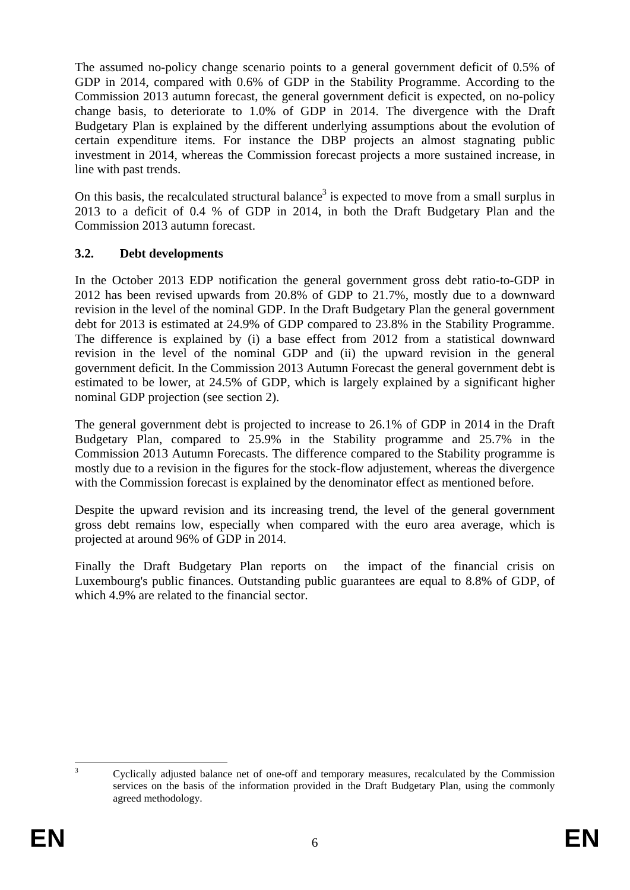The assumed no-policy change scenario points to a general government deficit of 0.5% of GDP in 2014, compared with 0.6% of GDP in the Stability Programme. According to the Commission 2013 autumn forecast, the general government deficit is expected, on no-policy change basis, to deteriorate to 1.0% of GDP in 2014. The divergence with the Draft Budgetary Plan is explained by the different underlying assumptions about the evolution of certain expenditure items. For instance the DBP projects an almost stagnating public investment in 2014, whereas the Commission forecast projects a more sustained increase, in line with past trends.

On this basis, the recalculated structural balance[3] is expected to move from a small surplus in 2013 to a deficit of 0.4 % of GDP in 2014, in both the Draft Budgetary Plan and the Commission 2013 autumn forecast.

### 3.2. Debt developments

In the October 2013 EDP notification the general government gross debt ratio-to-GDP in 2012 has been revised upwards from 20.8% of GDP to 21.7%, mostly due to a downward revision in the level of the nominal GDP. In the Draft Budgetary Plan the general government debt for 2013 is estimated at 24.9% of GDP compared to 23.8% in the Stability Programme. The difference is explained by (i) a base effect from 2012 from a statistical downward revision in the level of the nominal GDP and (ii) the upward revision in the general government deficit. In the Commission 2013 Autumn Forecast the general government debt is estimated to be lower, at 24.5% of GDP, which is largely explained by a significant higher nominal GDP projection (see section 2).

The general government debt is projected to increase to 26.1% of GDP in 2014 in the Draft Budgetary Plan, compared to 25.9% in the Stability programme and 25.7% in the Commission 2013 Autumn Forecasts. The difference compared to the Stability programme is mostly due to a revision in the figures for the stock-flow adjustement, whereas the divergence with the Commission forecast is explained by the denominator effect as mentioned before.

Despite the upward revision and its increasing trend, the level of the general government gross debt remains low, especially when compared with the euro area average, which is projected at around 96% of GDP in 2014.

Finally the Draft Budgetary Plan reports on the impact of the financial crisis on Luxembourg's public finances. Outstanding public guarantees are equal to 8.8% of GDP, of which 4.9% are related to the financial sector.

[3] Cyclically adjusted balance net of one-off and temporary measures, recalculated by the Commission services on the basis of the information provided in the Draft Budgetary Plan, using the commonly agreed methodology.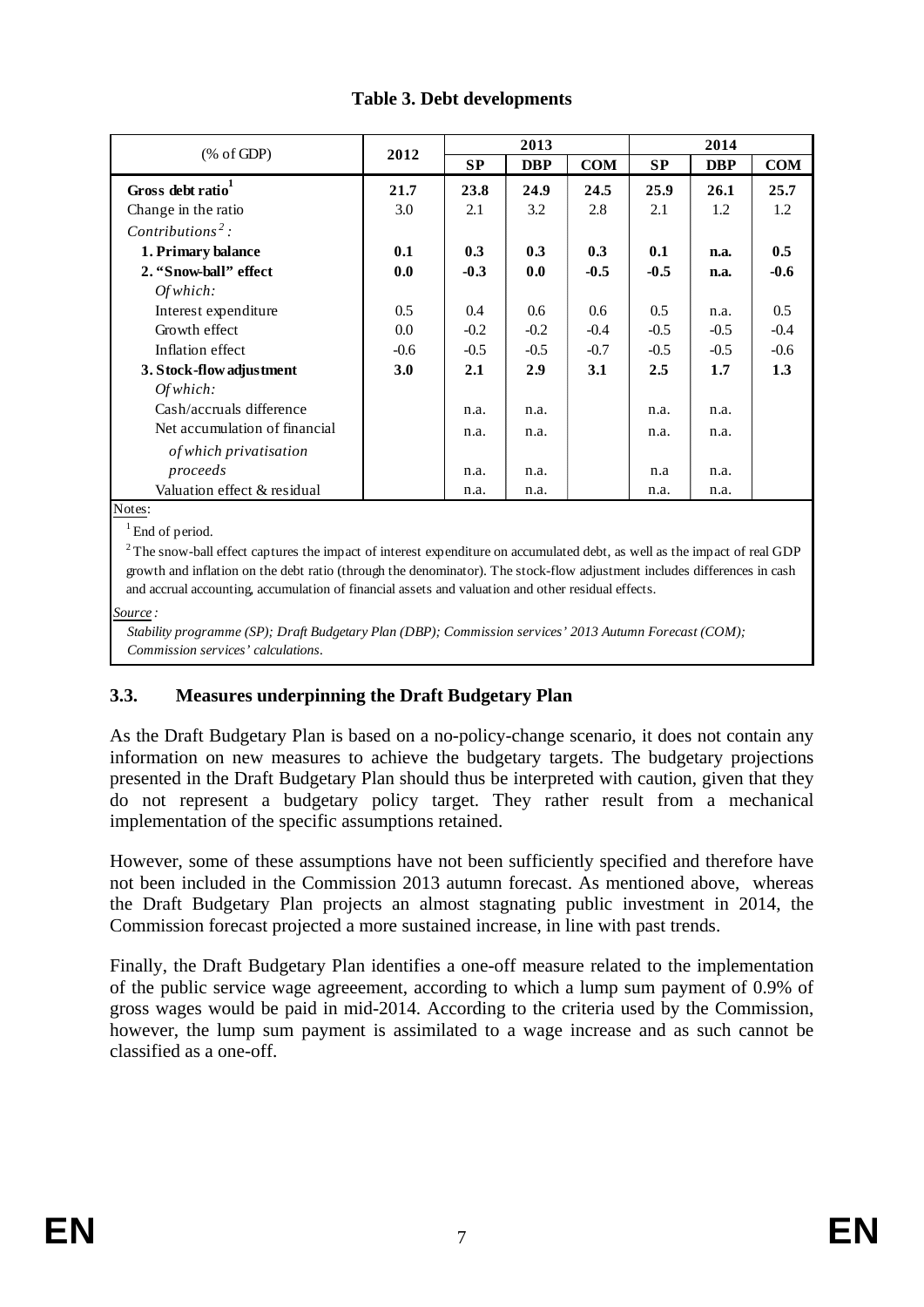**Table 3. Debt developments**

| (% of GDP) | 2012 | 2013 | | | 2014 | | |
|---|---|---|---|---|---|---|---|
| | | **SP** | **DBP** | **COM** | **SP** | **DBP** | **COM** |
| **Gross debt ratio[1]** | **21.7** | **23.8** | **24.9** | **24.5** | **25.9** | **26.1** | **25.7** |
| Change in the ratio | 3.0 | 2.1 | 3.2 | 2.8 | 2.1 | 1.2 | 1.2 |
| *Contributions[2]:* | | | | | | | |
| **1. Primary balance** | **0.1** | **0.3** | **0.3** | **0.3** | **0.1** | **n.a.** | **0.5** |
| **2. "Snow-ball" effect** | **0.0** | **-0.3** | **0.0** | **-0.5** | **-0.5** | **n.a.** | **-0.6** |
| *Of which:* | | | | | | | |
| Interest expenditure | 0.5 | 0.4 | 0.6 | 0.6 | 0.5 | n.a. | 0.5 |
| Growth effect | 0.0 | -0.2 | -0.2 | -0.4 | -0.5 | -0.5 | -0.4 |
| Inflation effect | -0.6 | -0.5 | -0.5 | -0.7 | -0.5 | -0.5 | -0.6 |
| **3. Stock-flow adjustment** | **3.0** | **2.1** | **2.9** | **3.1** | **2.5** | **1.7** | **1.3** |
| *Of which:* | | | | | | | |
| Cash/accruals difference | | n.a. | n.a. | | n.a. | n.a. | |
| Net accumulation of financial | | n.a. | n.a. | | n.a. | n.a. | |
| *of which privatisation proceeds* | | n.a. | n.a. | | n.a | n.a. | |
| Valuation effect & residual | | n.a. | n.a. | | n.a. | n.a. | |

Notes:

[1] End of period.

[2] The snow-ball effect captures the impact of interest expenditure on accumulated debt, as well as the impact of real GDP growth and inflation on the debt ratio (through the denominator). The stock-flow adjustment includes differences in cash and accrual accounting, accumulation of financial assets and valuation and other residual effects.

*Source:*

*Stability programme (SP); Draft Budgetary Plan (DBP); Commission services' 2013 Autumn Forecast (COM); Commission services' calculations.*

### 3.3. Measures underpinning the Draft Budgetary Plan

As the Draft Budgetary Plan is based on a no-policy-change scenario, it does not contain any information on new measures to achieve the budgetary targets. The budgetary projections presented in the Draft Budgetary Plan should thus be interpreted with caution, given that they do not represent a budgetary policy target. They rather result from a mechanical implementation of the specific assumptions retained.

However, some of these assumptions have not been sufficiently specified and therefore have not been included in the Commission 2013 autumn forecast. As mentioned above, whereas the Draft Budgetary Plan projects an almost stagnating public investment in 2014, the Commission forecast projected a more sustained increase, in line with past trends.

Finally, the Draft Budgetary Plan identifies a one-off measure related to the implementation of the public service wage agreeement, according to which a lump sum payment of 0.9% of gross wages would be paid in mid-2014. According to the criteria used by the Commission, however, the lump sum payment is assimilated to a wage increase and as such cannot be classified as a one-off.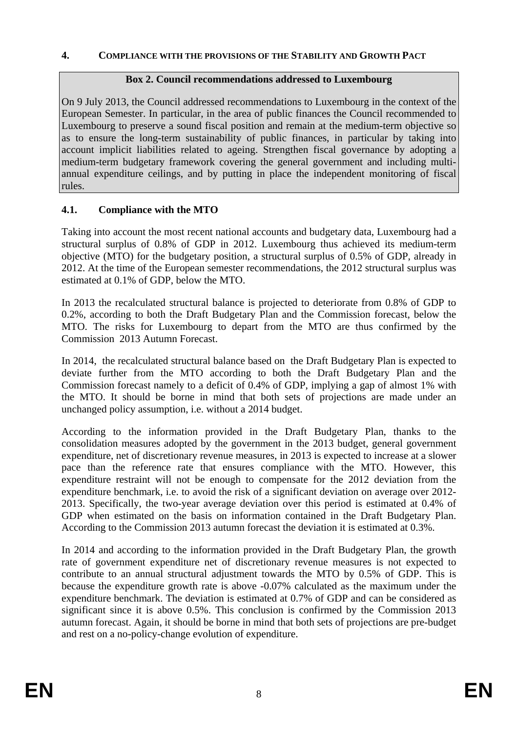## 4. Compliance with the provisions of the Stability and Growth Pact

**Box 2. Council recommendations addressed to Luxembourg**

On 9 July 2013, the Council addressed recommendations to Luxembourg in the context of the European Semester. In particular, in the area of public finances the Council recommended to Luxembourg to preserve a sound fiscal position and remain at the medium-term objective so as to ensure the long-term sustainability of public finances, in particular by taking into account implicit liabilities related to ageing. Strengthen fiscal governance by adopting a medium-term budgetary framework covering the general government and including multi-annual expenditure ceilings, and by putting in place the independent monitoring of fiscal rules.

### 4.1. Compliance with the MTO

Taking into account the most recent national accounts and budgetary data, Luxembourg had a structural surplus of 0.8% of GDP in 2012. Luxembourg thus achieved its medium-term objective (MTO) for the budgetary position, a structural surplus of 0.5% of GDP, already in 2012. At the time of the European semester recommendations, the 2012 structural surplus was estimated at 0.1% of GDP, below the MTO.

In 2013 the recalculated structural balance is projected to deteriorate from 0.8% of GDP to 0.2%, according to both the Draft Budgetary Plan and the Commission forecast, below the MTO. The risks for Luxembourg to depart from the MTO are thus confirmed by the Commission 2013 Autumn Forecast.

In 2014, the recalculated structural balance based on the Draft Budgetary Plan is expected to deviate further from the MTO according to both the Draft Budgetary Plan and the Commission forecast namely to a deficit of 0.4% of GDP, implying a gap of almost 1% with the MTO. It should be borne in mind that both sets of projections are made under an unchanged policy assumption, i.e. without a 2014 budget.

According to the information provided in the Draft Budgetary Plan, thanks to the consolidation measures adopted by the government in the 2013 budget, general government expenditure, net of discretionary revenue measures, in 2013 is expected to increase at a slower pace than the reference rate that ensures compliance with the MTO. However, this expenditure restraint will not be enough to compensate for the 2012 deviation from the expenditure benchmark, i.e. to avoid the risk of a significant deviation on average over 2012-2013. Specifically, the two-year average deviation over this period is estimated at 0.4% of GDP when estimated on the basis on information contained in the Draft Budgetary Plan. According to the Commission 2013 autumn forecast the deviation it is estimated at 0.3%.

In 2014 and according to the information provided in the Draft Budgetary Plan, the growth rate of government expenditure net of discretionary revenue measures is not expected to contribute to an annual structural adjustment towards the MTO by 0.5% of GDP. This is because the expenditure growth rate is above -0.07% calculated as the maximum under the expenditure benchmark. The deviation is estimated at 0.7% of GDP and can be considered as significant since it is above 0.5%. This conclusion is confirmed by the Commission 2013 autumn forecast. Again, it should be borne in mind that both sets of projections are pre-budget and rest on a no-policy-change evolution of expenditure.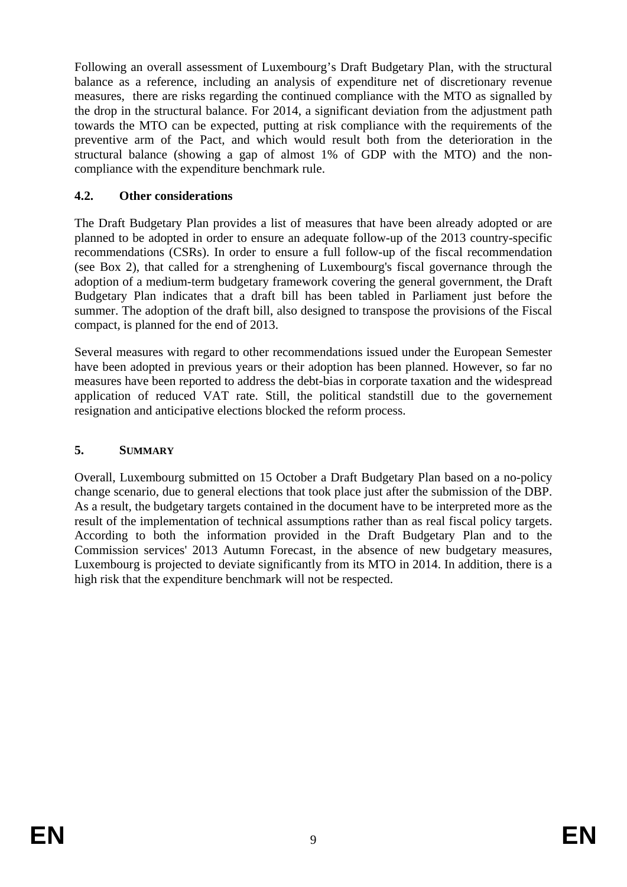Following an overall assessment of Luxembourg's Draft Budgetary Plan, with the structural balance as a reference, including an analysis of expenditure net of discretionary revenue measures, there are risks regarding the continued compliance with the MTO as signalled by the drop in the structural balance. For 2014, a significant deviation from the adjustment path towards the MTO can be expected, putting at risk compliance with the requirements of the preventive arm of the Pact, and which would result both from the deterioration in the structural balance (showing a gap of almost 1% of GDP with the MTO) and the non-compliance with the expenditure benchmark rule.

### 4.2. Other considerations

The Draft Budgetary Plan provides a list of measures that have been already adopted or are planned to be adopted in order to ensure an adequate follow-up of the 2013 country-specific recommendations (CSRs). In order to ensure a full follow-up of the fiscal recommendation (see Box 2), that called for a strenghening of Luxembourg's fiscal governance through the adoption of a medium-term budgetary framework covering the general government, the Draft Budgetary Plan indicates that a draft bill has been tabled in Parliament just before the summer. The adoption of the draft bill, also designed to transpose the provisions of the Fiscal compact, is planned for the end of 2013.

Several measures with regard to other recommendations issued under the European Semester have been adopted in previous years or their adoption has been planned. However, so far no measures have been reported to address the debt-bias in corporate taxation and the widespread application of reduced VAT rate. Still, the political standstill due to the governement resignation and anticipative elections blocked the reform process.

## 5. Summary

Overall, Luxembourg submitted on 15 October a Draft Budgetary Plan based on a no-policy change scenario, due to general elections that took place just after the submission of the DBP. As a result, the budgetary targets contained in the document have to be interpreted more as the result of the implementation of technical assumptions rather than as real fiscal policy targets. According to both the information provided in the Draft Budgetary Plan and to the Commission services' 2013 Autumn Forecast, in the absence of new budgetary measures, Luxembourg is projected to deviate significantly from its MTO in 2014. In addition, there is a high risk that the expenditure benchmark will not be respected.